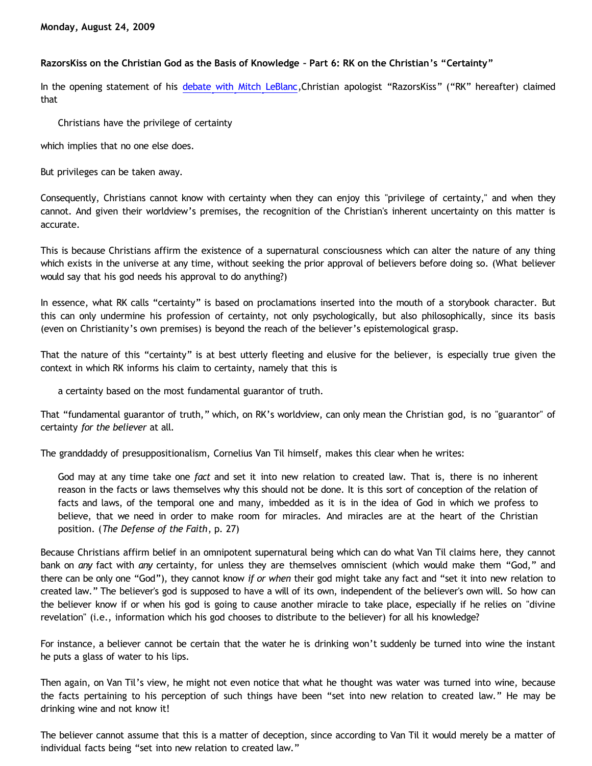**Monday, August 24, 2009**

**RazorsKiss on the Christian God as the Basis of Knowledge – Part 6: RK on the Christian's "Certainty"**

In the opening statement of his debate with Mitch LeBlanc,Christian apologist "RazorsKiss" ("RK" hereafter) claimed that

> Christians have the privilege of certainty

which implies that no one else does.

But privileges can be taken away.

Consequently, Christians cannot know with certainty when they can enjoy this "privilege of certainty," and when they cannot. And given their worldview's premises, the recognition of the Christian's inherent uncertainty on this matter is accurate.

This is because Christians affirm the existence of a supernatural consciousness which can alter the nature of any thing which exists in the universe at any time, without seeking the prior approval of believers before doing so. (What believer would say that his god needs his approval to do anything?)

In essence, what RK calls "certainty" is based on proclamations inserted into the mouth of a storybook character. But this can only undermine his profession of certainty, not only psychologically, but also philosophically, since its basis (even on Christianity's own premises) is beyond the reach of the believer's epistemological grasp.

That the nature of this "certainty" is at best utterly fleeting and elusive for the believer, is especially true given the context in which RK informs his claim to certainty, namely that this is

> a certainty based on the most fundamental guarantor of truth.

That "fundamental guarantor of truth," which, on RK's worldview, can only mean the Christian god, is no "guarantor" of certainty *for the believer* at all.

The granddaddy of presuppositionalism, Cornelius Van Til himself, makes this clear when he writes:

> God may at any time take one *fact* and set it into new relation to created law. That is, there is no inherent reason in the facts or laws themselves why this should not be done. It is this sort of conception of the relation of facts and laws, of the temporal one and many, imbedded as it is in the idea of God in which we profess to believe, that we need in order to make room for miracles. And miracles are at the heart of the Christian position. (*The Defense of the Faith*, p. 27)

Because Christians affirm belief in an omnipotent supernatural being which can do what Van Til claims here, they cannot bank on *any* fact with *any* certainty, for unless they are themselves omniscient (which would make them "God," and there can be only one "God"), they cannot know *if or when* their god might take any fact and "set it into new relation to created law." The believer's god is supposed to have a will of its own, independent of the believer's own will. So how can the believer know if or when his god is going to cause another miracle to take place, especially if he relies on "divine revelation" (i.e., information which his god chooses to distribute to the believer) for all his knowledge?

For instance, a believer cannot be certain that the water he is drinking won't suddenly be turned into wine the instant he puts a glass of water to his lips.

Then again, on Van Til's view, he might not even notice that what he thought was water was turned into wine, because the facts pertaining to his perception of such things have been "set into new relation to created law." He may be drinking wine and not know it!

The believer cannot assume that this is a matter of deception, since according to Van Til it would merely be a matter of individual facts being "set into new relation to created law."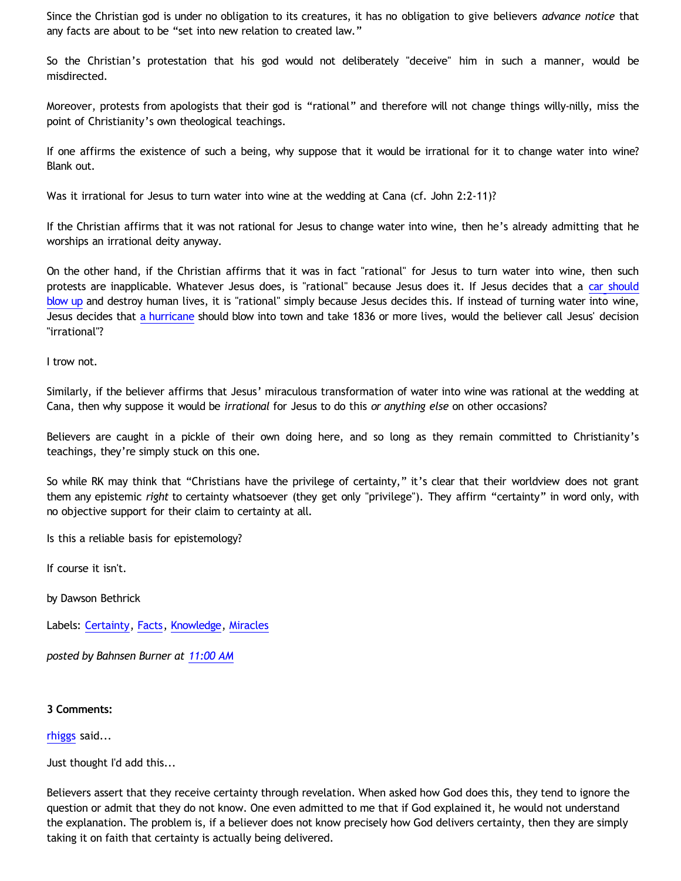Since the Christian god is under no obligation to its creatures, it has no obligation to give believers *advance notice* that any facts are about to be "set into new relation to created law."

So the Christian's protestation that his god would not deliberately "deceive" him in such a manner, would be misdirected.

Moreover, protests from apologists that their god is "rational" and therefore will not change things willy-nilly, miss the point of Christianity's own theological teachings.

If one affirms the existence of such a being, why suppose that it would be irrational for it to change water into wine? Blank out.

Was it irrational for Jesus to turn water into wine at the wedding at Cana (cf. John 2:2-11)?

If the Christian affirms that it was not rational for Jesus to change water into wine, then he's already admitting that he worships an irrational deity anyway.

On the other hand, if the Christian affirms that it was in fact "rational" for Jesus to turn water into wine, then such protests are inapplicable. Whatever Jesus does, is "rational" because Jesus does it. If Jesus decides that a car should blow up and destroy human lives, it is "rational" simply because Jesus decides this. If instead of turning water into wine, Jesus decides that a hurricane should blow into town and take 1836 or more lives, would the believer call Jesus' decision "irrational"?

I trow not.

Similarly, if the believer affirms that Jesus' miraculous transformation of water into wine was rational at the wedding at Cana, then why suppose it would be *irrational* for Jesus to do this *or anything else* on other occasions?

Believers are caught in a pickle of their own doing here, and so long as they remain committed to Christianity's teachings, they're simply stuck on this one.

So while RK may think that "Christians have the privilege of certainty," it's clear that their worldview does not grant them any epistemic *right* to certainty whatsoever (they get only "privilege"). They affirm "certainty" in word only, with no objective support for their claim to certainty at all.

Is this a reliable basis for epistemology?

If course it isn't.

by Dawson Bethrick

Labels: Certainty, Facts, Knowledge, Miracles

*posted by Bahnsen Burner at 11:00 AM*

**3 Comments:**

rhiggs said...

Just thought I'd add this...

Believers assert that they receive certainty through revelation. When asked how God does this, they tend to ignore the question or admit that they do not know. One even admitted to me that if God explained it, he would not understand the explanation. The problem is, if a believer does not know precisely how God delivers certainty, then they are simply taking it on faith that certainty is actually being delivered.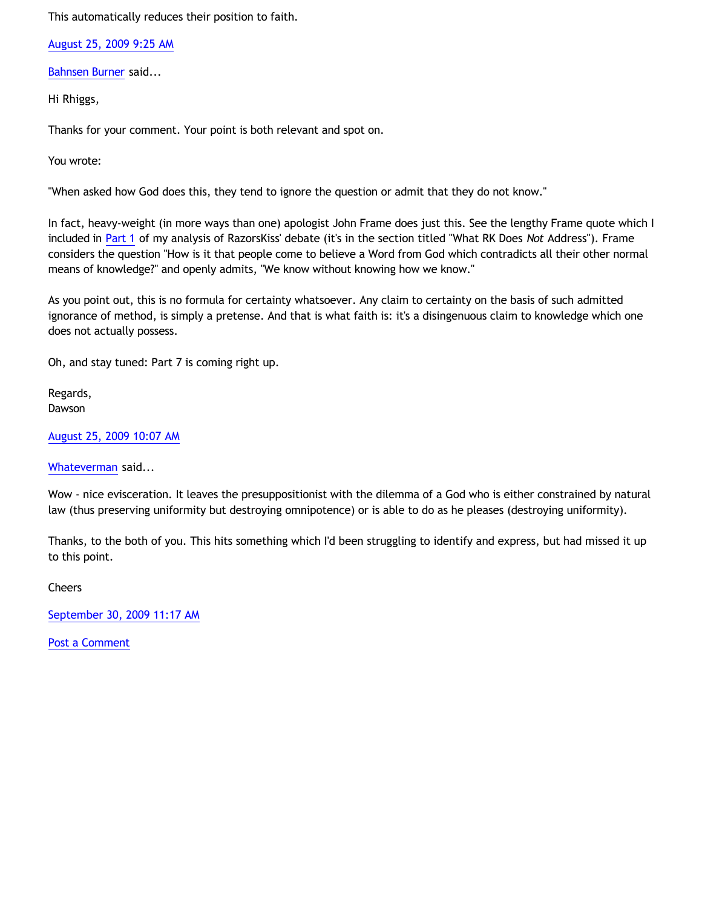This automatically reduces their position to faith.

August 25, 2009 9:25 AM

Bahnsen Burner said...

Hi Rhiggs,

Thanks for your comment. Your point is both relevant and spot on.

You wrote:

"When asked how God does this, they tend to ignore the question or admit that they do not know."

In fact, heavy-weight (in more ways than one) apologist John Frame does just this. See the lengthy Frame quote which I included in Part 1 of my analysis of RazorsKiss' debate (it's in the section titled "What RK Does *Not* Address"). Frame considers the question "How is it that people come to believe a Word from God which contradicts all their other normal means of knowledge?" and openly admits, "We know without knowing how we know."

As you point out, this is no formula for certainty whatsoever. Any claim to certainty on the basis of such admitted ignorance of method, is simply a pretense. And that is what faith is: it's a disingenuous claim to knowledge which one does not actually possess.

Oh, and stay tuned: Part 7 is coming right up.

Regards,
Dawson

August 25, 2009 10:07 AM

Whateverman said...

Wow - nice evisceration. It leaves the presuppositionist with the dilemma of a God who is either constrained by natural law (thus preserving uniformity but destroying omnipotence) or is able to do as he pleases (destroying uniformity).

Thanks, to the both of you. This hits something which I'd been struggling to identify and express, but had missed it up to this point.

Cheers

September 30, 2009 11:17 AM

Post a Comment